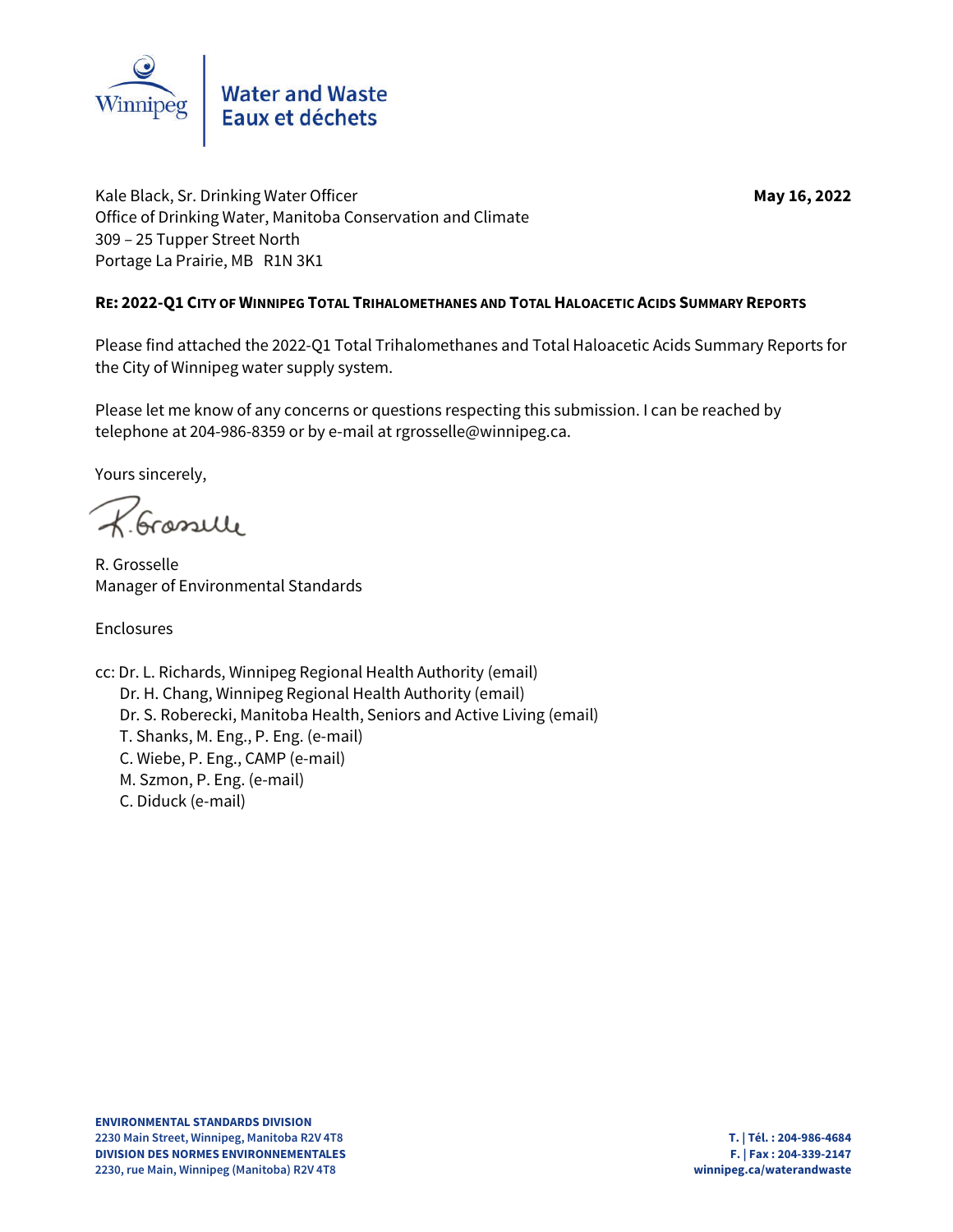Water and Waste
Eaux et déchets

Kale Black, Sr. Drinking Water Officer
Office of Drinking Water, Manitoba Conservation and Climate
309 – 25 Tupper Street North
Portage La Prairie, MB R1N 3K1

**May 16, 2022**

**RE: 2022-Q1 CITY OF WINNIPEG TOTAL TRIHALOMETHANES AND TOTAL HALOACETIC ACIDS SUMMARY REPORTS**

Please find attached the 2022-Q1 Total Trihalomethanes and Total Haloacetic Acids Summary Reports for the City of Winnipeg water supply system.

Please let me know of any concerns or questions respecting this submission. I can be reached by telephone at 204-986-8359 or by e-mail at rgrosselle@winnipeg.ca.

Yours sincerely,

R. Grosselle
Manager of Environmental Standards

Enclosures

cc: Dr. L. Richards, Winnipeg Regional Health Authority (email)
Dr. H. Chang, Winnipeg Regional Health Authority (email)
Dr. S. Roberecki, Manitoba Health, Seniors and Active Living (email)
T. Shanks, M. Eng., P. Eng. (e-mail)
C. Wiebe, P. Eng., CAMP (e-mail)
M. Szmon, P. Eng. (e-mail)
C. Diduck (e-mail)

**ENVIRONMENTAL STANDARDS DIVISION**
**2230 Main Street, Winnipeg, Manitoba R2V 4T8**
**DIVISION DES NORMES ENVIRONNEMENTALES**
**2230, rue Main, Winnipeg (Manitoba) R2V 4T8**

**T. | Tél. : 204-986-4684**
**F. | Fax : 204-339-2147**
**winnipeg.ca/waterandwaste**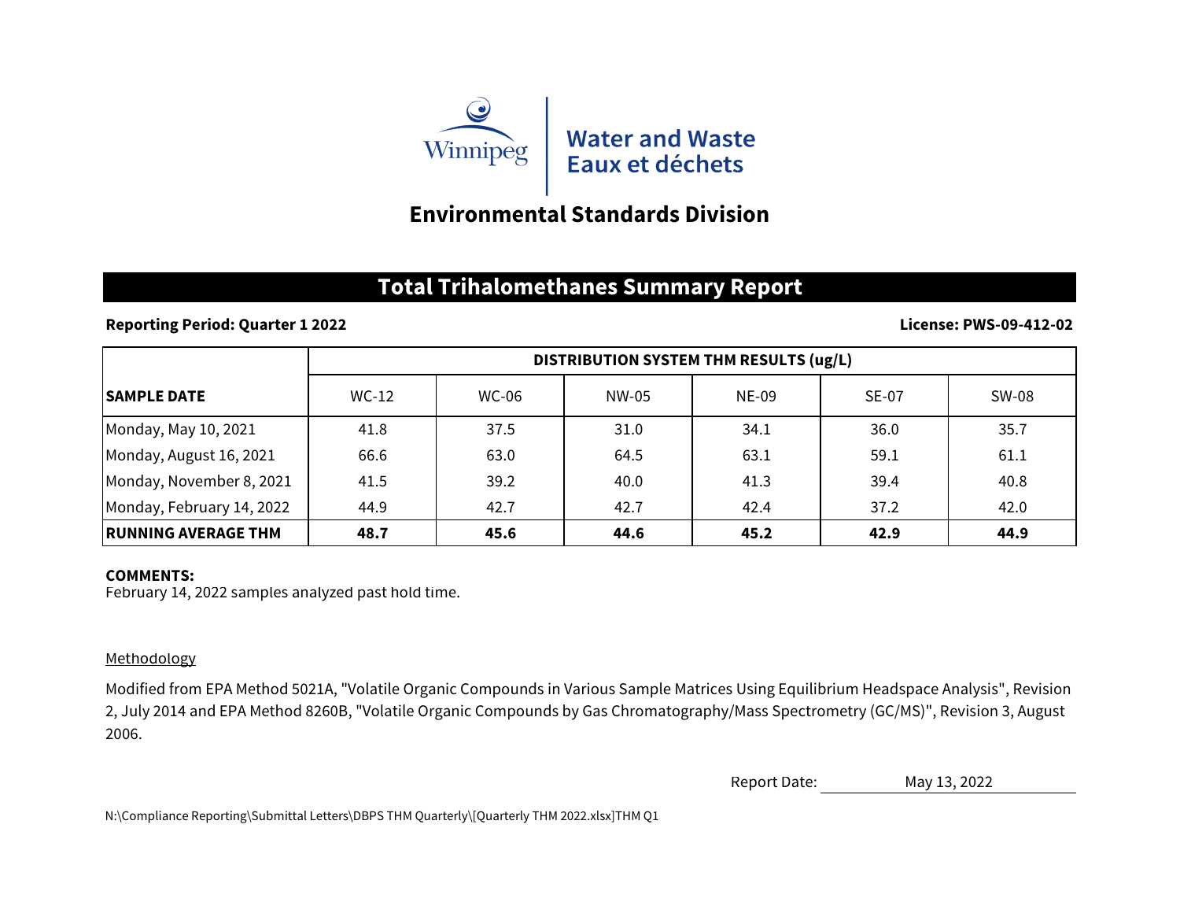Winnipeg | Water and Waste
Eaux et déchets

## Environmental Standards Division

# Total Trihalomethanes Summary Report

**Reporting Period: Quarter 1 2022** **License: PWS-09-412-02**

| SAMPLE DATE | DISTRIBUTION SYSTEM THM RESULTS (ug/L) | | | | | |
|---|---|---|---|---|---|---|
| | WC-12 | WC-06 | NW-05 | NE-09 | SE-07 | SW-08 |
| Monday, May 10, 2021 | 41.8 | 37.5 | 31.0 | 34.1 | 36.0 | 35.7 |
| Monday, August 16, 2021 | 66.6 | 63.0 | 64.5 | 63.1 | 59.1 | 61.1 |
| Monday, November 8, 2021 | 41.5 | 39.2 | 40.0 | 41.3 | 39.4 | 40.8 |
| Monday, February 14, 2022 | 44.9 | 42.7 | 42.7 | 42.4 | 37.2 | 42.0 |
| **RUNNING AVERAGE THM** | **48.7** | **45.6** | **44.6** | **45.2** | **42.9** | **44.9** |

**COMMENTS:**
February 14, 2022 samples analyzed past hold time.

Methodology

Modified from EPA Method 5021A, "Volatile Organic Compounds in Various Sample Matrices Using Equilibrium Headspace Analysis", Revision 2, July 2014 and EPA Method 8260B, "Volatile Organic Compounds by Gas Chromatography/Mass Spectrometry (GC/MS)", Revision 3, August 2006.

Report Date: May 13, 2022

N:\Compliance Reporting\Submittal Letters\DBPS THM Quarterly\[Quarterly THM 2022.xlsx]THM Q1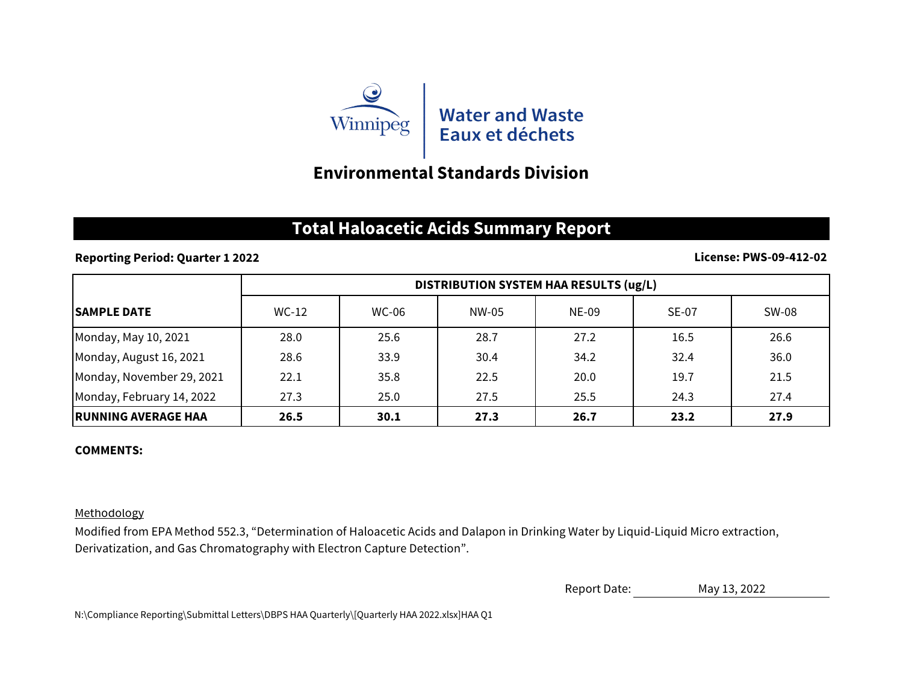Winnipeg

Water and Waste
Eaux et déchets

## Environmental Standards Division

# Total Haloacetic Acids Summary Report

**Reporting Period: Quarter 1 2022** **License: PWS-09-412-02**

| SAMPLE DATE | DISTRIBUTION SYSTEM HAA RESULTS (ug/L) | | | | | |
|---|---|---|---|---|---|---|
| | WC-12 | WC-06 | NW-05 | NE-09 | SE-07 | SW-08 |
| Monday, May 10, 2021 | 28.0 | 25.6 | 28.7 | 27.2 | 16.5 | 26.6 |
| Monday, August 16, 2021 | 28.6 | 33.9 | 30.4 | 34.2 | 32.4 | 36.0 |
| Monday, November 29, 2021 | 22.1 | 35.8 | 22.5 | 20.0 | 19.7 | 21.5 |
| Monday, February 14, 2022 | 27.3 | 25.0 | 27.5 | 25.5 | 24.3 | 27.4 |
| **RUNNING AVERAGE HAA** | **26.5** | **30.1** | **27.3** | **26.7** | **23.2** | **27.9** |

**COMMENTS:**

Methodology

Modified from EPA Method 552.3, "Determination of Haloacetic Acids and Dalapon in Drinking Water by Liquid-Liquid Micro extraction, Derivatization, and Gas Chromatography with Electron Capture Detection".

Report Date: May 13, 2022

N:\Compliance Reporting\Submittal Letters\DBPS HAA Quarterly\[Quarterly HAA 2022.xlsx]HAA Q1